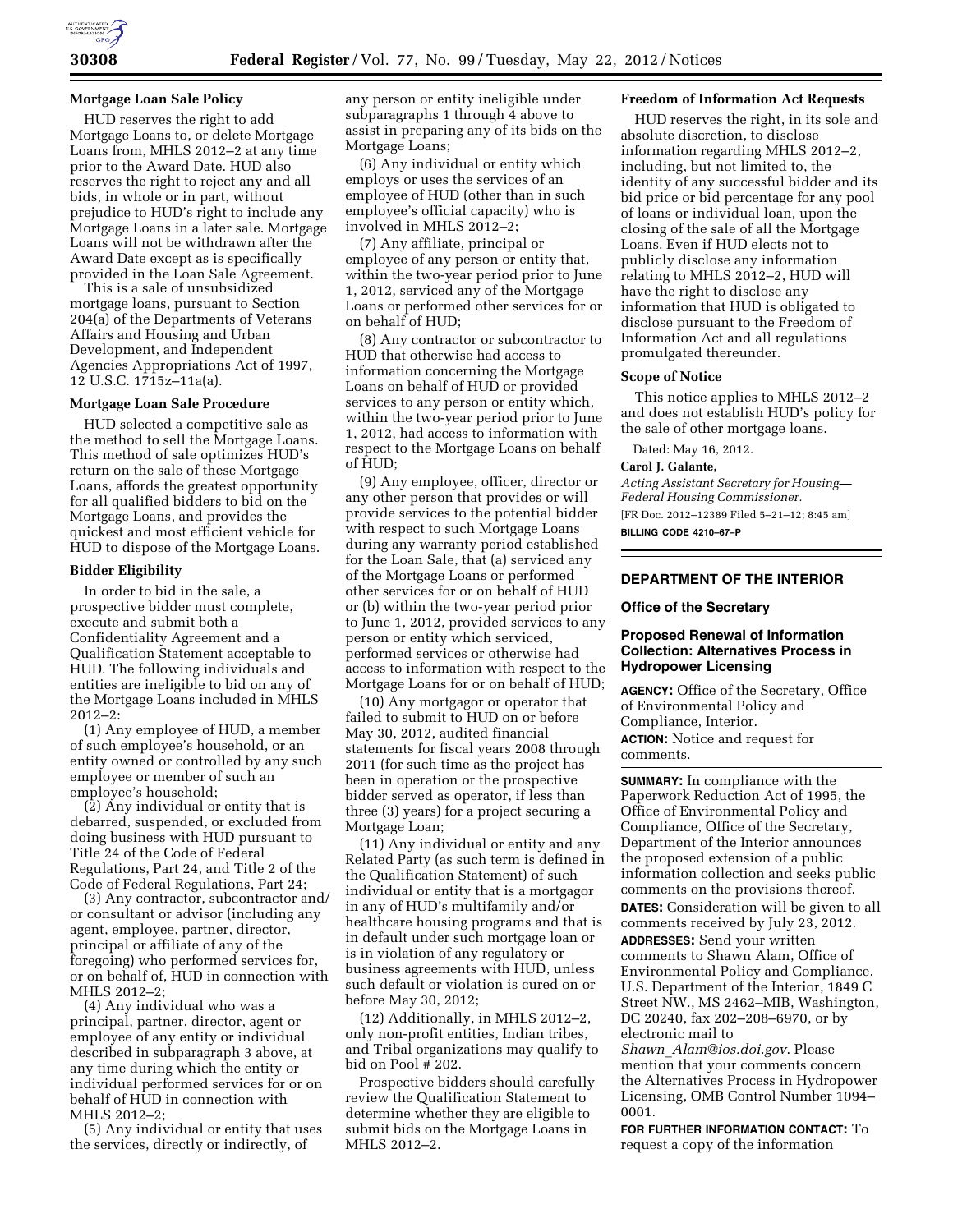**Mortgage Loan Sale Policy**

HUD reserves the right to add Mortgage Loans to, or delete Mortgage Loans from, MHLS 2012–2 at any time prior to the Award Date. HUD also reserves the right to reject any and all bids, in whole or in part, without prejudice to HUD's right to include any Mortgage Loans in a later sale. Mortgage Loans will not be withdrawn after the Award Date except as is specifically provided in the Loan Sale Agreement.

This is a sale of unsubsidized mortgage loans, pursuant to Section 204(a) of the Departments of Veterans Affairs and Housing and Urban Development, and Independent Agencies Appropriations Act of 1997, 12 U.S.C. 1715z–11a(a).

**Mortgage Loan Sale Procedure**

HUD selected a competitive sale as the method to sell the Mortgage Loans. This method of sale optimizes HUD's return on the sale of these Mortgage Loans, affords the greatest opportunity for all qualified bidders to bid on the Mortgage Loans, and provides the quickest and most efficient vehicle for HUD to dispose of the Mortgage Loans.

**Bidder Eligibility**

In order to bid in the sale, a prospective bidder must complete, execute and submit both a Confidentiality Agreement and a Qualification Statement acceptable to HUD. The following individuals and entities are ineligible to bid on any of the Mortgage Loans included in MHLS 2012–2:

(1) Any employee of HUD, a member of such employee's household, or an entity owned or controlled by any such employee or member of such an employee's household;

(2) Any individual or entity that is debarred, suspended, or excluded from doing business with HUD pursuant to Title 24 of the Code of Federal Regulations, Part 24, and Title 2 of the Code of Federal Regulations, Part 24;

(3) Any contractor, subcontractor and/or consultant or advisor (including any agent, employee, partner, director, principal or affiliate of any of the foregoing) who performed services for, or on behalf of, HUD in connection with MHLS 2012–2;

(4) Any individual who was a principal, partner, director, agent or employee of any entity or individual described in subparagraph 3 above, at any time during which the entity or individual performed services for or on behalf of HUD in connection with MHLS 2012–2;

(5) Any individual or entity that uses the services, directly or indirectly, of any person or entity ineligible under subparagraphs 1 through 4 above to assist in preparing any of its bids on the Mortgage Loans;

(6) Any individual or entity which employs or uses the services of an employee of HUD (other than in such employee's official capacity) who is involved in MHLS 2012–2;

(7) Any affiliate, principal or employee of any person or entity that, within the two-year period prior to June 1, 2012, serviced any of the Mortgage Loans or performed other services for or on behalf of HUD;

(8) Any contractor or subcontractor to HUD that otherwise had access to information concerning the Mortgage Loans on behalf of HUD or provided services to any person or entity which, within the two-year period prior to June 1, 2012, had access to information with respect to the Mortgage Loans on behalf of HUD;

(9) Any employee, officer, director or any other person that provides or will provide services to the potential bidder with respect to such Mortgage Loans during any warranty period established for the Loan Sale, that (a) serviced any of the Mortgage Loans or performed other services for or on behalf of HUD or (b) within the two-year period prior to June 1, 2012, provided services to any person or entity which serviced, performed services or otherwise had access to information with respect to the Mortgage Loans for or on behalf of HUD;

(10) Any mortgagor or operator that failed to submit to HUD on or before May 30, 2012, audited financial statements for fiscal years 2008 through 2011 (for such time as the project has been in operation or the prospective bidder served as operator, if less than three (3) years) for a project securing a Mortgage Loan;

(11) Any individual or entity and any Related Party (as such term is defined in the Qualification Statement) of such individual or entity that is a mortgagor in any of HUD's multifamily and/or healthcare housing programs and that is in default under such mortgage loan or is in violation of any regulatory or business agreements with HUD, unless such default or violation is cured on or before May 30, 2012;

(12) Additionally, in MHLS 2012–2, only non-profit entities, Indian tribes, and Tribal organizations may qualify to bid on Pool # 202.

Prospective bidders should carefully review the Qualification Statement to determine whether they are eligible to submit bids on the Mortgage Loans in MHLS 2012–2.

**Freedom of Information Act Requests**

HUD reserves the right, in its sole and absolute discretion, to disclose information regarding MHLS 2012–2, including, but not limited to, the identity of any successful bidder and its bid price or bid percentage for any pool of loans or individual loan, upon the closing of the sale of all the Mortgage Loans. Even if HUD elects not to publicly disclose any information relating to MHLS 2012–2, HUD will have the right to disclose any information that HUD is obligated to disclose pursuant to the Freedom of Information Act and all regulations promulgated thereunder.

**Scope of Notice**

This notice applies to MHLS 2012–2 and does not establish HUD's policy for the sale of other mortgage loans.

Dated: May 16, 2012.

**Carol J. Galante,**

*Acting Assistant Secretary for Housing—Federal Housing Commissioner.*

[FR Doc. 2012–12389 Filed 5–21–12; 8:45 am]

**BILLING CODE 4210–67–P**

## DEPARTMENT OF THE INTERIOR

### Office of the Secretary

### Proposed Renewal of Information Collection: Alternatives Process in Hydropower Licensing

**AGENCY:** Office of the Secretary, Office of Environmental Policy and Compliance, Interior.

**ACTION:** Notice and request for comments.

**SUMMARY:** In compliance with the Paperwork Reduction Act of 1995, the Office of Environmental Policy and Compliance, Office of the Secretary, Department of the Interior announces the proposed extension of a public information collection and seeks public comments on the provisions thereof.

**DATES:** Consideration will be given to all comments received by July 23, 2012.

**ADDRESSES:** Send your written comments to Shawn Alam, Office of Environmental Policy and Compliance, U.S. Department of the Interior, 1849 C Street NW., MS 2462–MIB, Washington, DC 20240, fax 202–208–6970, or by electronic mail to *Shawn_Alam@ios.doi.gov*. Please mention that your comments concern the Alternatives Process in Hydropower Licensing, OMB Control Number 1094–0001.

**FOR FURTHER INFORMATION CONTACT:** To request a copy of the information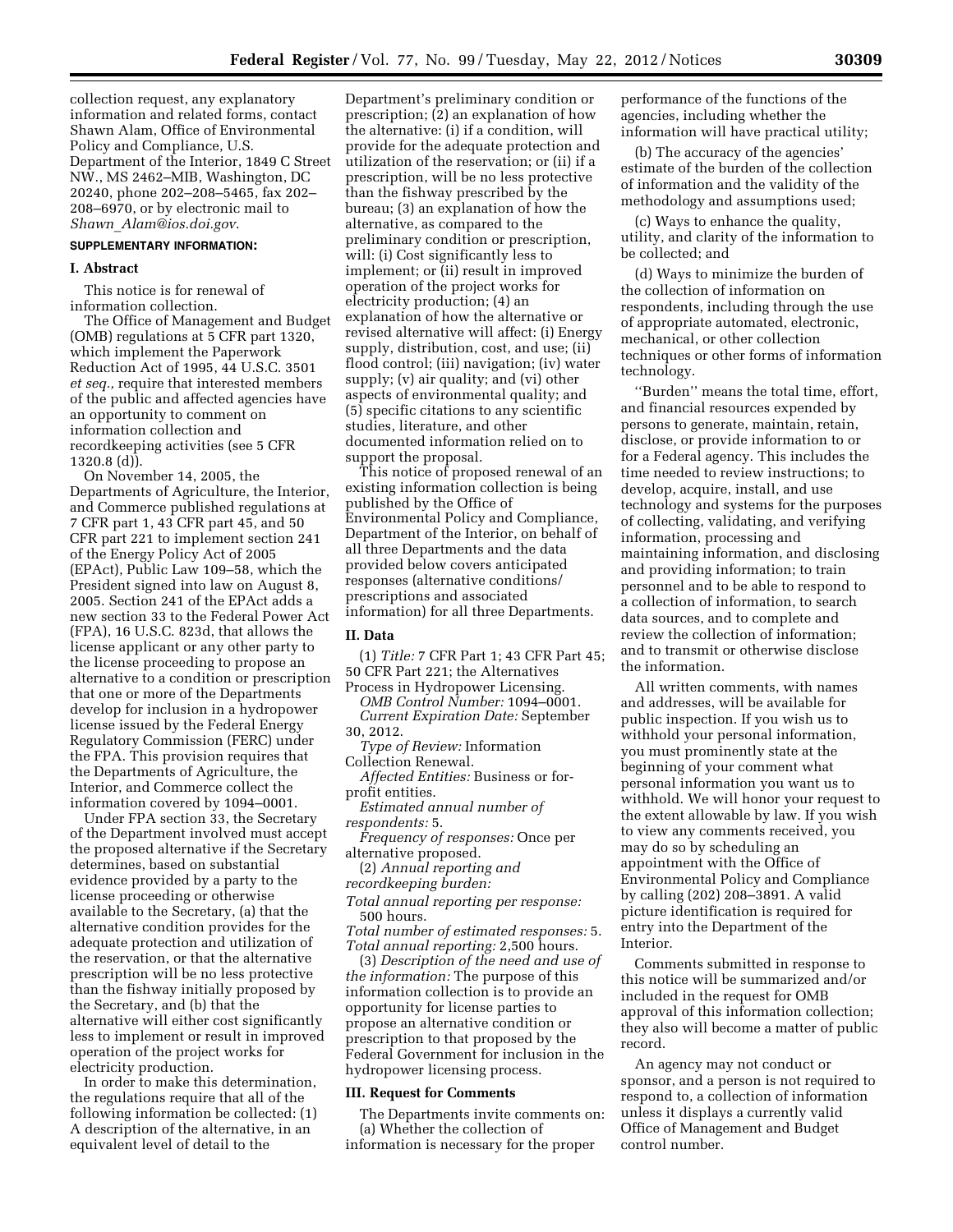collection request, any explanatory information and related forms, contact Shawn Alam, Office of Environmental Policy and Compliance, U.S. Department of the Interior, 1849 C Street NW., MS 2462–MIB, Washington, DC 20240, phone 202–208–5465, fax 202–208–6970, or by electronic mail to *Shawn_Alam@ios.doi.gov*.

**SUPPLEMENTARY INFORMATION:**

## I. Abstract

This notice is for renewal of information collection.

The Office of Management and Budget (OMB) regulations at 5 CFR part 1320, which implement the Paperwork Reduction Act of 1995, 44 U.S.C. 3501 *et seq.*, require that interested members of the public and affected agencies have an opportunity to comment on information collection and recordkeeping activities (see 5 CFR 1320.8 (d)).

On November 14, 2005, the Departments of Agriculture, the Interior, and Commerce published regulations at 7 CFR part 1, 43 CFR part 45, and 50 CFR part 221 to implement section 241 of the Energy Policy Act of 2005 (EPAct), Public Law 109–58, which the President signed into law on August 8, 2005. Section 241 of the EPAct adds a new section 33 to the Federal Power Act (FPA), 16 U.S.C. 823d, that allows the license applicant or any other party to the license proceeding to propose an alternative to a condition or prescription that one or more of the Departments develop for inclusion in a hydropower license issued by the Federal Energy Regulatory Commission (FERC) under the FPA. This provision requires that the Departments of Agriculture, the Interior, and Commerce collect the information covered by 1094–0001.

Under FPA section 33, the Secretary of the Department involved must accept the proposed alternative if the Secretary determines, based on substantial evidence provided by a party to the license proceeding or otherwise available to the Secretary, (a) that the alternative condition provides for the adequate protection and utilization of the reservation, or that the alternative prescription will be no less protective than the fishway initially proposed by the Secretary, and (b) that the alternative will either cost significantly less to implement or result in improved operation of the project works for electricity production.

In order to make this determination, the regulations require that all of the following information be collected: (1) A description of the alternative, in an equivalent level of detail to the Department's preliminary condition or prescription; (2) an explanation of how the alternative: (i) if a condition, will provide for the adequate protection and utilization of the reservation; or (ii) if a prescription, will be no less protective than the fishway prescribed by the bureau; (3) an explanation of how the alternative, as compared to the preliminary condition or prescription, will: (i) Cost significantly less to implement; or (ii) result in improved operation of the project works for electricity production; (4) an explanation of how the alternative or revised alternative will affect: (i) Energy supply, distribution, cost, and use; (ii) flood control; (iii) navigation; (iv) water supply; (v) air quality; and (vi) other aspects of environmental quality; and (5) specific citations to any scientific studies, literature, and other documented information relied on to support the proposal.

This notice of proposed renewal of an existing information collection is being published by the Office of Environmental Policy and Compliance, Department of the Interior, on behalf of all three Departments and the data provided below covers anticipated responses (alternative conditions/prescriptions and associated information) for all three Departments.

## II. Data

(1) *Title:* 7 CFR Part 1; 43 CFR Part 45; 50 CFR Part 221; the Alternatives Process in Hydropower Licensing.

*OMB Control Number:* 1094–0001.

*Current Expiration Date:* September 30, 2012.

*Type of Review:* Information Collection Renewal.

*Affected Entities:* Business or for-profit entities.

*Estimated annual number of respondents:* 5.

*Frequency of responses:* Once per alternative proposed.

(2) *Annual reporting and recordkeeping burden:*

*Total annual reporting per response:* 500 hours.

*Total number of estimated responses:* 5.

*Total annual reporting:* 2,500 hours.

(3) *Description of the need and use of the information:* The purpose of this information collection is to provide an opportunity for license parties to propose an alternative condition or prescription to that proposed by the Federal Government for inclusion in the hydropower licensing process.

## III. Request for Comments

The Departments invite comments on:

(a) Whether the collection of information is necessary for the proper performance of the functions of the agencies, including whether the information will have practical utility;

(b) The accuracy of the agencies' estimate of the burden of the collection of information and the validity of the methodology and assumptions used;

(c) Ways to enhance the quality, utility, and clarity of the information to be collected; and

(d) Ways to minimize the burden of the collection of information on respondents, including through the use of appropriate automated, electronic, mechanical, or other collection techniques or other forms of information technology.

''Burden'' means the total time, effort, and financial resources expended by persons to generate, maintain, retain, disclose, or provide information to or for a Federal agency. This includes the time needed to review instructions; to develop, acquire, install, and use technology and systems for the purposes of collecting, validating, and verifying information, processing and maintaining information, and disclosing and providing information; to train personnel and to be able to respond to a collection of information, to search data sources, and to complete and review the collection of information; and to transmit or otherwise disclose the information.

All written comments, with names and addresses, will be available for public inspection. If you wish us to withhold your personal information, you must prominently state at the beginning of your comment what personal information you want us to withhold. We will honor your request to the extent allowable by law. If you wish to view any comments received, you may do so by scheduling an appointment with the Office of Environmental Policy and Compliance by calling (202) 208–3891. A valid picture identification is required for entry into the Department of the Interior.

Comments submitted in response to this notice will be summarized and/or included in the request for OMB approval of this information collection; they also will become a matter of public record.

An agency may not conduct or sponsor, and a person is not required to respond to, a collection of information unless it displays a currently valid Office of Management and Budget control number.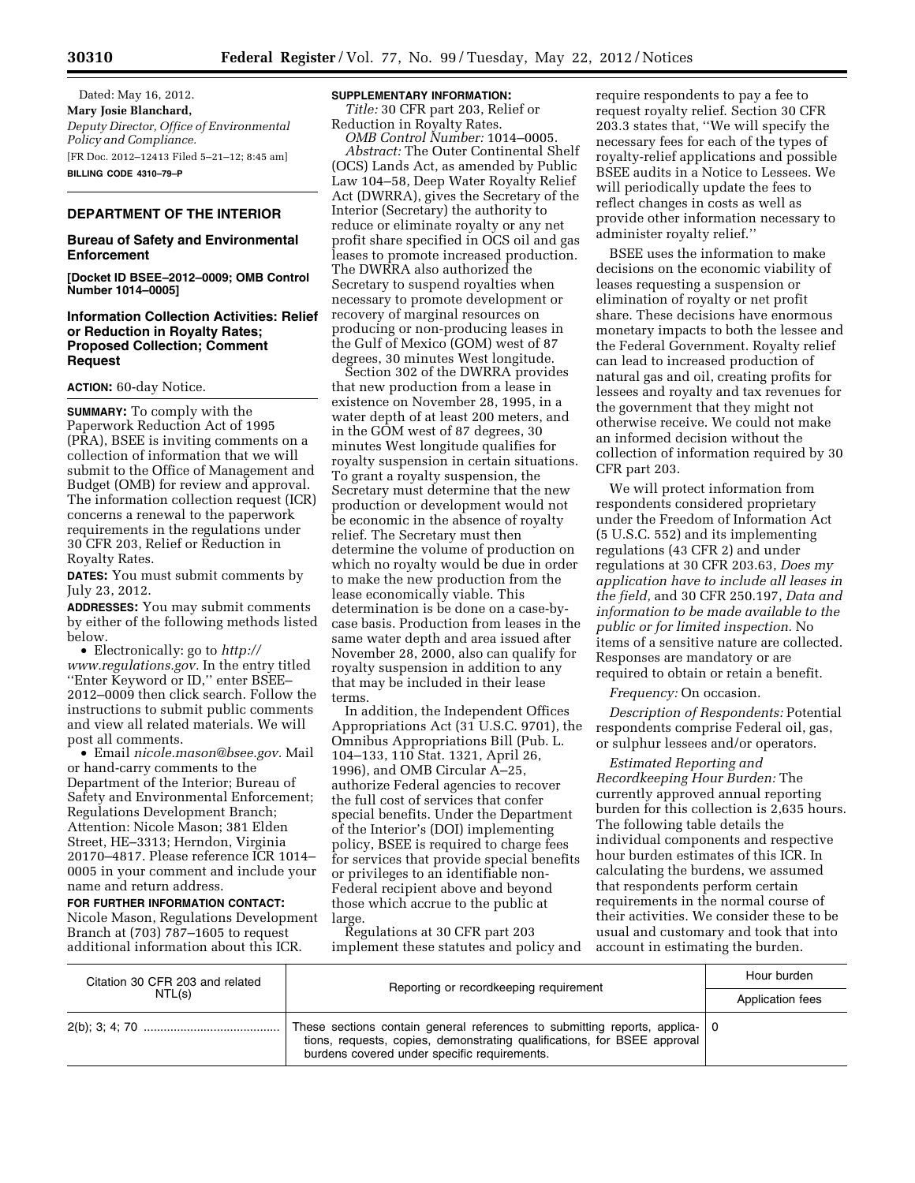Dated: May 16, 2012.

**Mary Josie Blanchard,**

*Deputy Director, Office of Environmental Policy and Compliance.*

[FR Doc. 2012–12413 Filed 5–21–12; 8:45 am]

**BILLING CODE 4310–79–P**

## DEPARTMENT OF THE INTERIOR

### Bureau of Safety and Environmental Enforcement

**[Docket ID BSEE–2012–0009; OMB Control Number 1014–0005]**

### Information Collection Activities: Relief or Reduction in Royalty Rates; Proposed Collection; Comment Request

**ACTION:** 60-day Notice.

**SUMMARY:** To comply with the Paperwork Reduction Act of 1995 (PRA), BSEE is inviting comments on a collection of information that we will submit to the Office of Management and Budget (OMB) for review and approval. The information collection request (ICR) concerns a renewal to the paperwork requirements in the regulations under 30 CFR 203, Relief or Reduction in Royalty Rates.

**DATES:** You must submit comments by July 23, 2012.

**ADDRESSES:** You may submit comments by either of the following methods listed below.

- Electronically: go to *http://www.regulations.gov.* In the entry titled ''Enter Keyword or ID,'' enter BSEE–2012–0009 then click search. Follow the instructions to submit public comments and view all related materials. We will post all comments.
- Email *nicole.mason@bsee.gov.* Mail or hand-carry comments to the Department of the Interior; Bureau of Safety and Environmental Enforcement; Regulations Development Branch; Attention: Nicole Mason; 381 Elden Street, HE–3313; Herndon, Virginia 20170–4817. Please reference ICR 1014–0005 in your comment and include your name and return address.

**FOR FURTHER INFORMATION CONTACT:** Nicole Mason, Regulations Development Branch at (703) 787–1605 to request additional information about this ICR.

**SUPPLEMENTARY INFORMATION:**

*Title:* 30 CFR part 203, Relief or Reduction in Royalty Rates.

*OMB Control Number:* 1014–0005.

*Abstract:* The Outer Continental Shelf (OCS) Lands Act, as amended by Public Law 104–58, Deep Water Royalty Relief Act (DWRRA), gives the Secretary of the Interior (Secretary) the authority to reduce or eliminate royalty or any net profit share specified in OCS oil and gas leases to promote increased production. The DWRRA also authorized the Secretary to suspend royalties when necessary to promote development or recovery of marginal resources on producing or non-producing leases in the Gulf of Mexico (GOM) west of 87 degrees, 30 minutes West longitude.

Section 302 of the DWRRA provides that new production from a lease in existence on November 28, 1995, in a water depth of at least 200 meters, and in the GOM west of 87 degrees, 30 minutes West longitude qualifies for royalty suspension in certain situations. To grant a royalty suspension, the Secretary must determine that the new production or development would not be economic in the absence of royalty relief. The Secretary must then determine the volume of production on which no royalty would be due in order to make the new production from the lease economically viable. This determination is be done on a case-by-case basis. Production from leases in the same water depth and area issued after November 28, 2000, also can qualify for royalty suspension in addition to any that may be included in their lease terms.

In addition, the Independent Offices Appropriations Act (31 U.S.C. 9701), the Omnibus Appropriations Bill (Pub. L. 104–133, 110 Stat. 1321, April 26, 1996), and OMB Circular A–25, authorize Federal agencies to recover the full cost of services that confer special benefits. Under the Department of the Interior's (DOI) implementing policy, BSEE is required to charge fees for services that provide special benefits or privileges to an identifiable non-Federal recipient above and beyond those which accrue to the public at large.

Regulations at 30 CFR part 203 implement these statutes and policy and require respondents to pay a fee to request royalty relief. Section 30 CFR 203.3 states that, ''We will specify the necessary fees for each of the types of royalty-relief applications and possible BSEE audits in a Notice to Lessees. We will periodically update the fees to reflect changes in costs as well as provide other information necessary to administer royalty relief.''

BSEE uses the information to make decisions on the economic viability of leases requesting a suspension or elimination of royalty or net profit share. These decisions have enormous monetary impacts to both the lessee and the Federal Government. Royalty relief can lead to increased production of natural gas and oil, creating profits for lessees and royalty and tax revenues for the government that they might not otherwise receive. We could not make an informed decision without the collection of information required by 30 CFR part 203.

We will protect information from respondents considered proprietary under the Freedom of Information Act (5 U.S.C. 552) and its implementing regulations (43 CFR 2) and under regulations at 30 CFR 203.63, *Does my application have to include all leases in the field,* and 30 CFR 250.197, *Data and information to be made available to the public or for limited inspection.* No items of a sensitive nature are collected. Responses are mandatory or are required to obtain or retain a benefit.

*Frequency:* On occasion.

*Description of Respondents:* Potential respondents comprise Federal oil, gas, or sulphur lessees and/or operators.

*Estimated Reporting and Recordkeeping Hour Burden:* The currently approved annual reporting burden for this collection is 2,635 hours. The following table details the individual components and respective hour burden estimates of this ICR. In calculating the burdens, we assumed that respondents perform certain requirements in the normal course of their activities. We consider these to be usual and customary and took that into account in estimating the burden.

| Citation 30 CFR 203 and related NTL(s) | Reporting or recordkeeping requirement | Hour burden |
|---|---|---|
| | | Application fees |
| 2(b); 3; 4; 70 | These sections contain general references to submitting reports, applications, requests, copies, demonstrating qualifications, for BSEE approval burdens covered under specific requirements. | 0 |